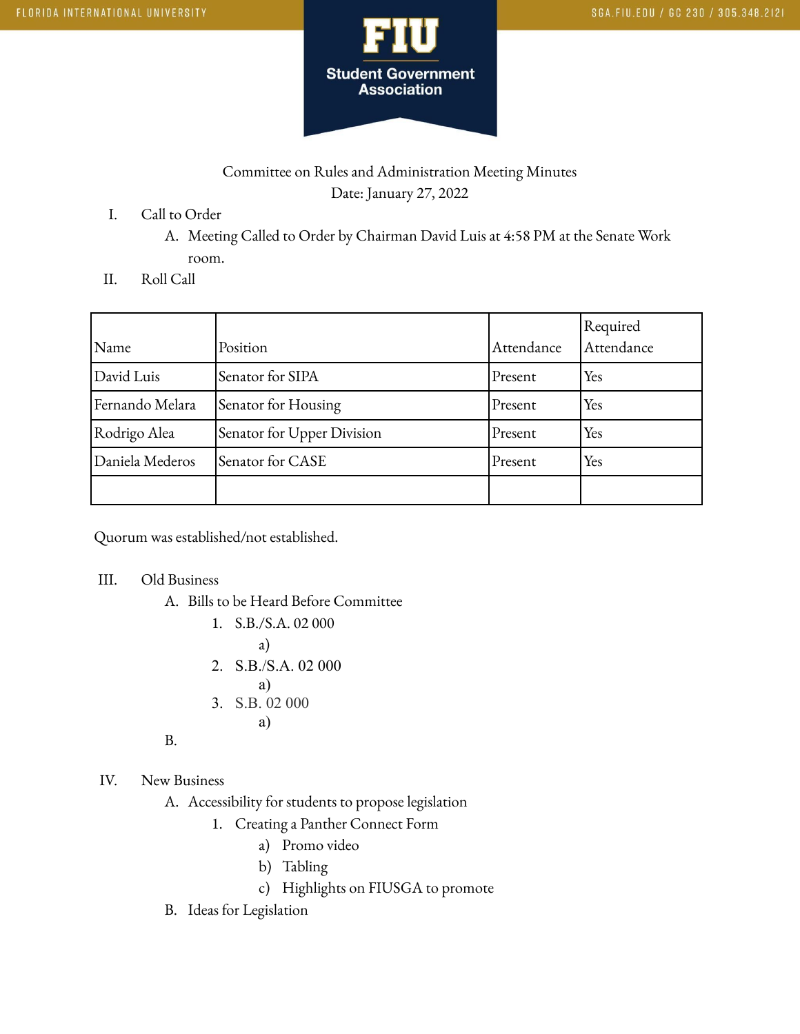FLORIDA INTERNATIONAL UNIVERSITY

SGA.FIU.EDU / GC 230 / 305.348.2121

FIU Student Government Association

Committee on Rules and Administration Meeting Minutes
Date: January 27, 2022

I. Call to Order
   A. Meeting Called to Order by Chairman David Luis at 4:58 PM at the Senate Work room.

II. Roll Call

| Name | Position | Attendance | Required Attendance |
|---|---|---|---|
| David Luis | Senator for SIPA | Present | Yes |
| Fernando Melara | Senator for Housing | Present | Yes |
| Rodrigo Alea | Senator for Upper Division | Present | Yes |
| Daniela Mederos | Senator for CASE | Present | Yes |
| | | | |

Quorum was established/not established.

III. Old Business
   A. Bills to be Heard Before Committee
      1. S.B./S.A. 02 000
         a)
      2. S.B./S.A. 02 000
         a)
      3. S.B. 02 000
         a)
   B.

IV. New Business
   A. Accessibility for students to propose legislation
      1. Creating a Panther Connect Form
         a) Promo video
         b) Tabling
         c) Highlights on FIUSGA to promote
   B. Ideas for Legislation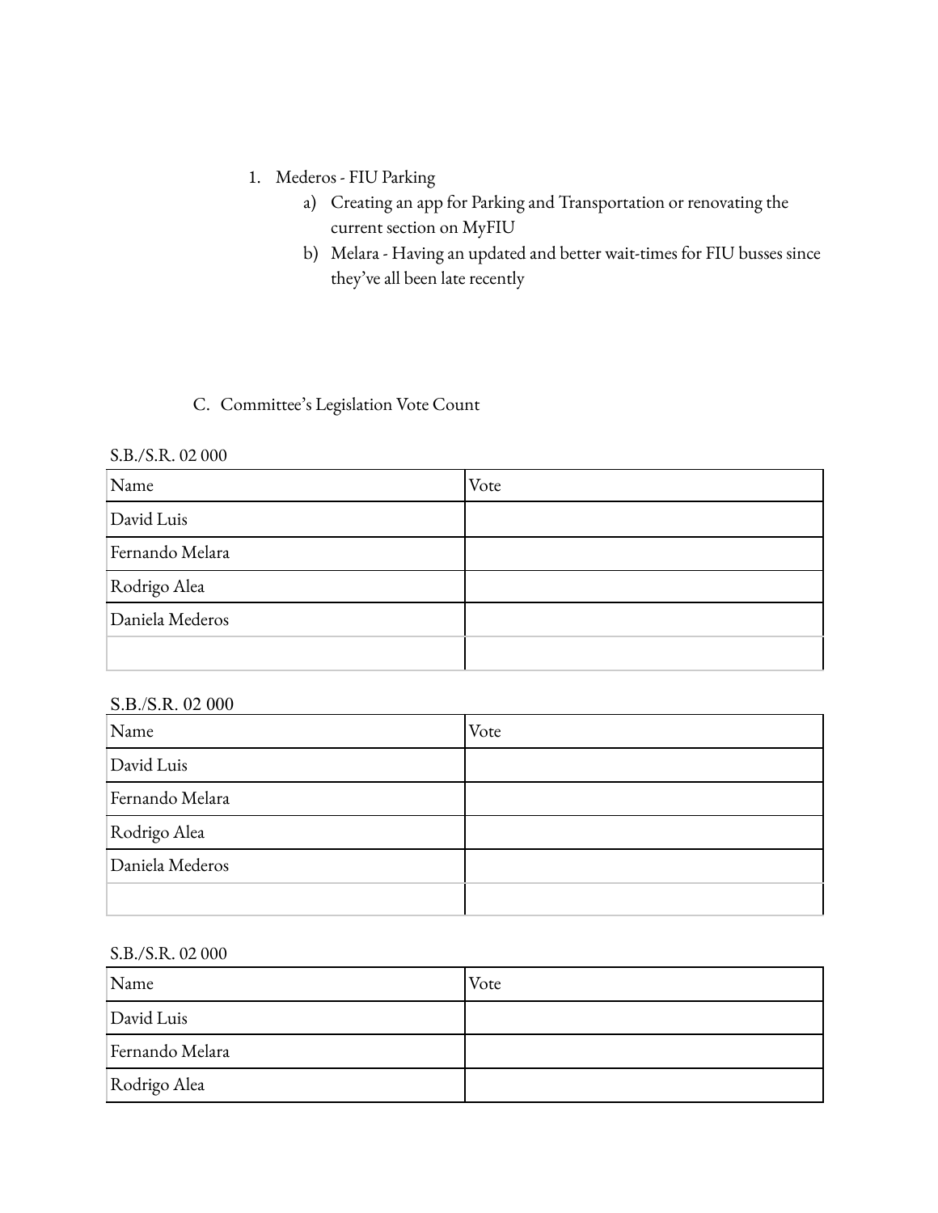1. Mederos - FIU Parking
    a) Creating an app for Parking and Transportation or renovating the current section on MyFIU
    b) Melara - Having an updated and better wait-times for FIU busses since they've all been late recently

C. Committee's Legislation Vote Count

S.B./S.R. 02 000

| Name | Vote |
|---|---|
| David Luis | |
| Fernando Melara | |
| Rodrigo Alea | |
| Daniela Mederos | |
| | |

S.B./S.R. 02 000

| Name | Vote |
|---|---|
| David Luis | |
| Fernando Melara | |
| Rodrigo Alea | |
| Daniela Mederos | |
| | |

S.B./S.R. 02 000

| Name | Vote |
|---|---|
| David Luis | |
| Fernando Melara | |
| Rodrigo Alea | |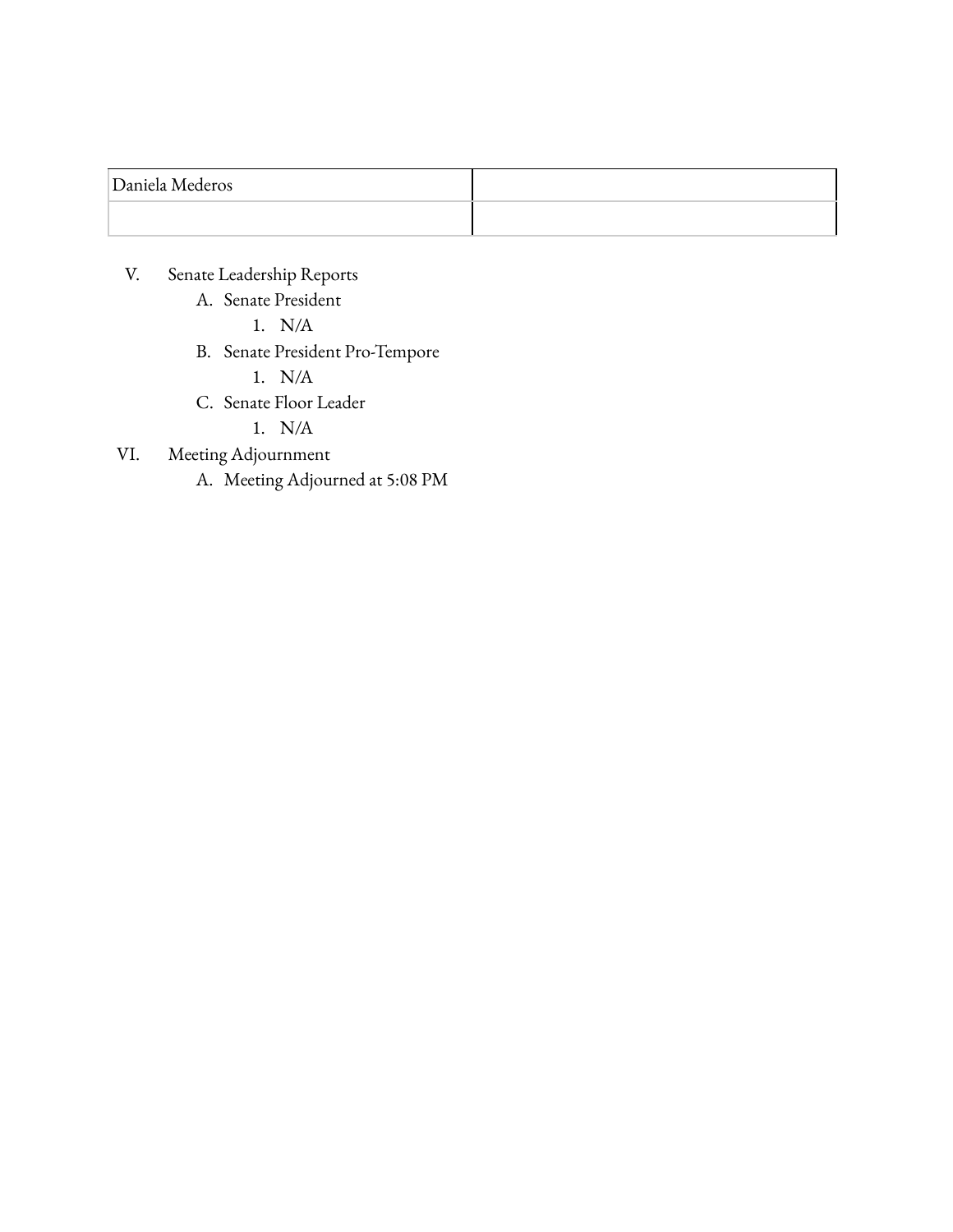| | |
|---|---|
| Daniela Mederos | |
| | |

V. Senate Leadership Reports
   A. Senate President
      1. N/A
   B. Senate President Pro-Tempore
      1. N/A
   C. Senate Floor Leader
      1. N/A

VI. Meeting Adjournment
   A. Meeting Adjourned at 5:08 PM